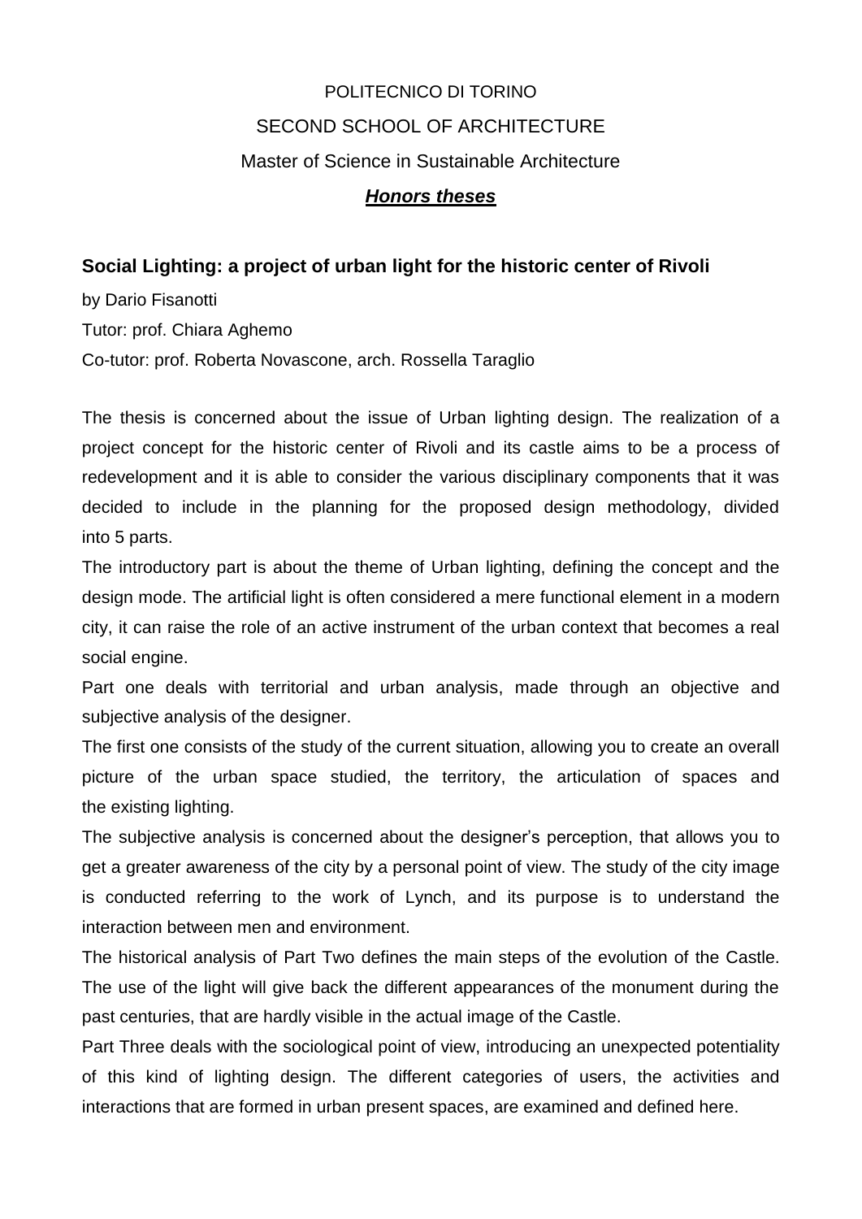POLITECNICO DI TORINO

SECOND SCHOOL OF ARCHITECTURE

Master of Science in Sustainable Architecture

***Honors theses***

## Social Lighting: a project of urban light for the historic center of Rivoli

by Dario Fisanotti

Tutor: prof. Chiara Aghemo

Co-tutor: prof. Roberta Novascone, arch. Rossella Taraglio

The thesis is concerned about the issue of Urban lighting design. The realization of a project concept for the historic center of Rivoli and its castle aims to be a process of redevelopment and it is able to consider the various disciplinary components that it was decided to include in the planning for the proposed design methodology, divided into 5 parts.

The introductory part is about the theme of Urban lighting, defining the concept and the design mode. The artificial light is often considered a mere functional element in a modern city, it can raise the role of an active instrument of the urban context that becomes a real social engine.

Part one deals with territorial and urban analysis, made through an objective and subjective analysis of the designer.

The first one consists of the study of the current situation, allowing you to create an overall picture of the urban space studied, the territory, the articulation of spaces and the existing lighting.

The subjective analysis is concerned about the designer's perception, that allows you to get a greater awareness of the city by a personal point of view. The study of the city image is conducted referring to the work of Lynch, and its purpose is to understand the interaction between men and environment.

The historical analysis of Part Two defines the main steps of the evolution of the Castle. The use of the light will give back the different appearances of the monument during the past centuries, that are hardly visible in the actual image of the Castle.

Part Three deals with the sociological point of view, introducing an unexpected potentiality of this kind of lighting design. The different categories of users, the activities and interactions that are formed in urban present spaces, are examined and defined here.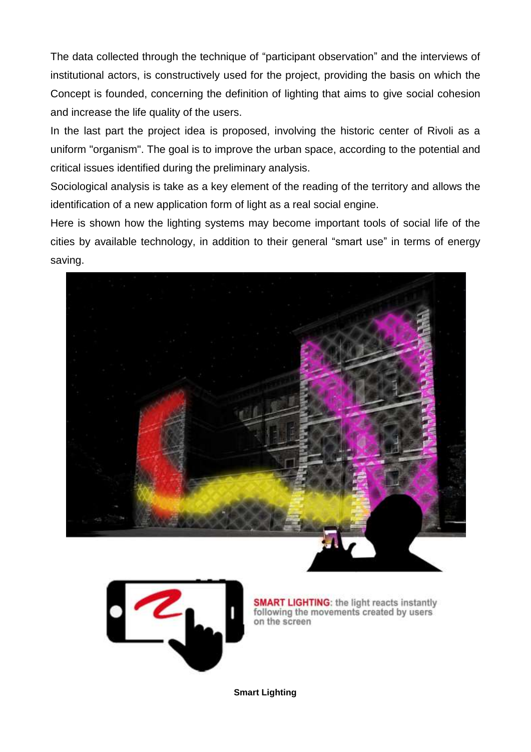The data collected through the technique of "participant observation" and the interviews of institutional actors, is constructively used for the project, providing the basis on which the Concept is founded, concerning the definition of lighting that aims to give social cohesion and increase the life quality of the users.

In the last part the project idea is proposed, involving the historic center of Rivoli as a uniform "organism". The goal is to improve the urban space, according to the potential and critical issues identified during the preliminary analysis.

Sociological analysis is take as a key element of the reading of the territory and allows the identification of a new application form of light as a real social engine.

Here is shown how the lighting systems may become important tools of social life of the cities by available technology, in addition to their general "smart use" in terms of energy saving.

**SMART LIGHTING**: the light reacts instantly following the movements created by users on the screen

**Smart Lighting**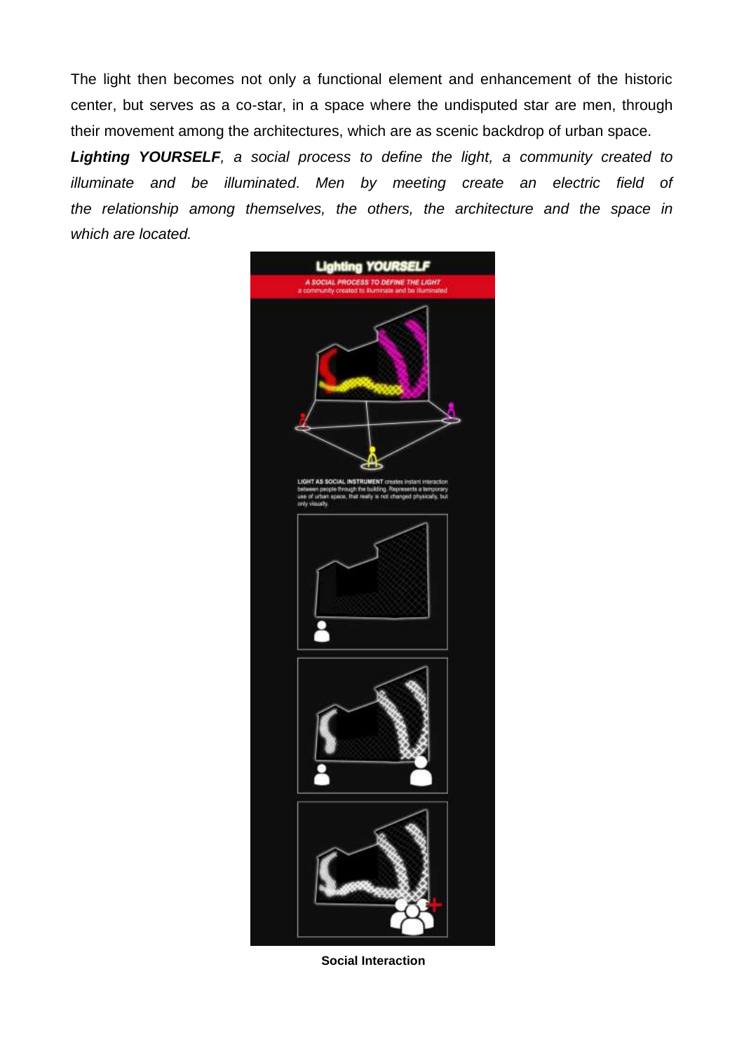The light then becomes not only a functional element and enhancement of the historic center, but serves as a co-star, in a space where the undisputed star are men, through their movement among the architectures, which are as scenic backdrop of urban space.

***Lighting YOURSELF****, a social process to define the light, a community created to illuminate and be illuminated. Men by meeting create an electric field of the relationship among themselves, the others, the architecture and the space in which are located.*

**Social Interaction**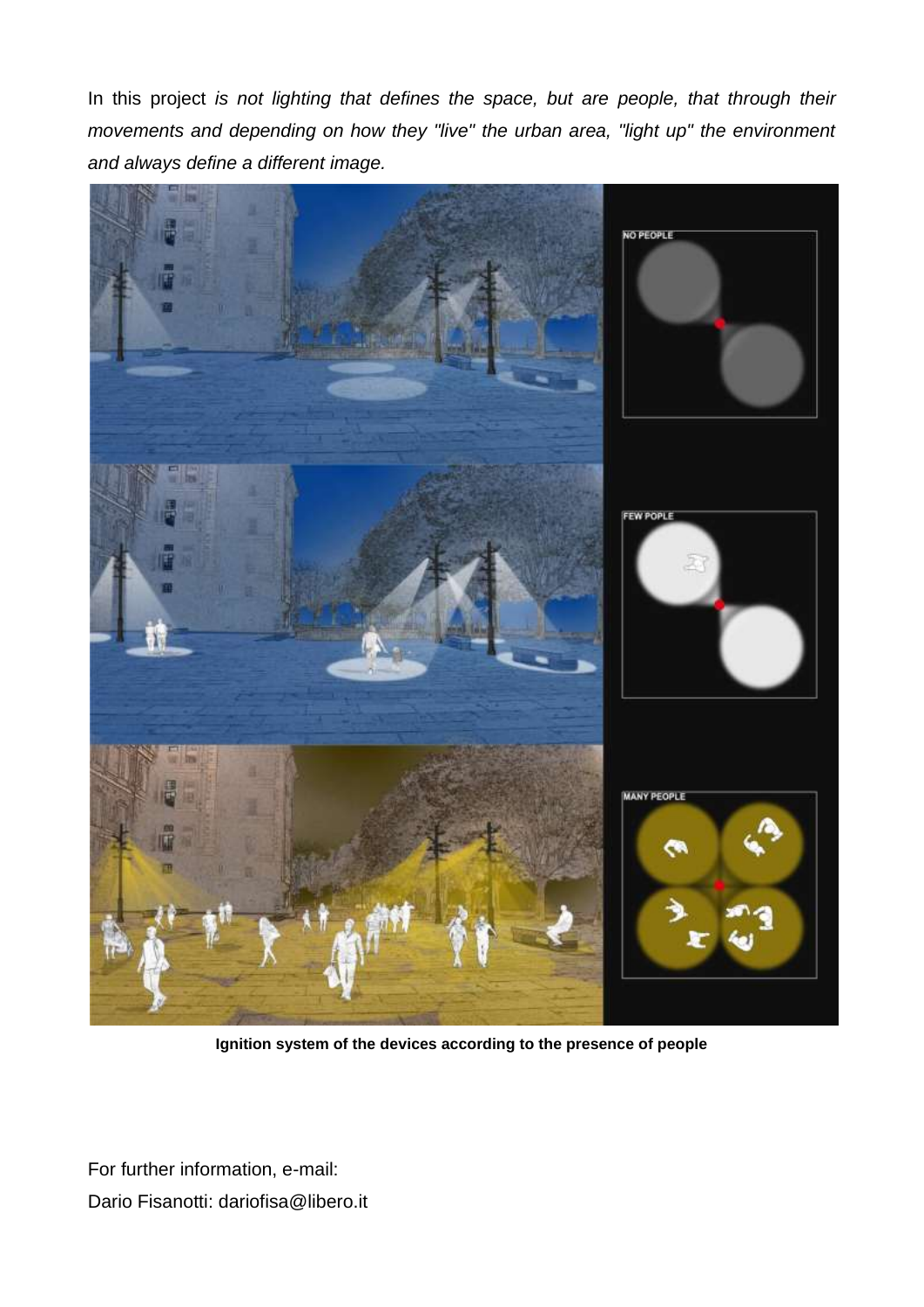In this project *is not lighting that defines the space, but are people, that through their movements and depending on how they "live" the urban area, "light up" the environment and always define a different image.*

NO PEOPLE

FEW POPLE

MANY PEOPLE

**Ignition system of the devices according to the presence of people**

For further information, e-mail:
Dario Fisanotti: dariofisa@libero.it